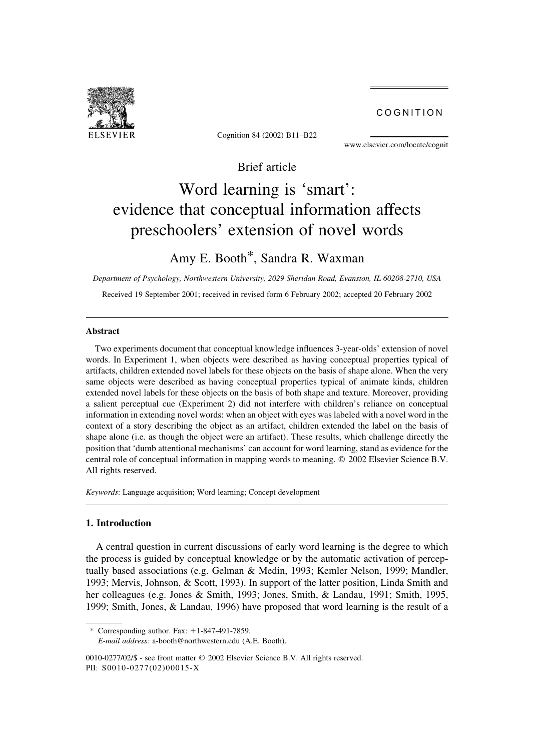Brief article

# Word learning is 'smart': evidence that conceptual information affects preschoolers' extension of novel words

Amy E. Booth*, Sandra R. Waxman

*Department of Psychology, Northwestern University, 2029 Sheridan Road, Evanston, IL 60208-2710, USA*

Received 19 September 2001; received in revised form 6 February 2002; accepted 20 February 2002

## Abstract

Two experiments document that conceptual knowledge influences 3-year-olds' extension of novel words. In Experiment 1, when objects were described as having conceptual properties typical of artifacts, children extended novel labels for these objects on the basis of shape alone. When the very same objects were described as having conceptual properties typical of animate kinds, children extended novel labels for these objects on the basis of both shape and texture. Moreover, providing a salient perceptual cue (Experiment 2) did not interfere with children's reliance on conceptual information in extending novel words: when an object with eyes was labeled with a novel word in the context of a story describing the object as an artifact, children extended the label on the basis of shape alone (i.e. as though the object were an artifact). These results, which challenge directly the position that 'dumb attentional mechanisms' can account for word learning, stand as evidence for the central role of conceptual information in mapping words to meaning. © 2002 Elsevier Science B.V. All rights reserved.

*Keywords*: Language acquisition; Word learning; Concept development

## 1. Introduction

A central question in current discussions of early word learning is the degree to which the process is guided by conceptual knowledge or by the automatic activation of perceptually based associations (e.g. Gelman & Medin, 1993; Kemler Nelson, 1999; Mandler, 1993; Mervis, Johnson, & Scott, 1993). In support of the latter position, Linda Smith and her colleagues (e.g. Jones & Smith, 1993; Jones, Smith, & Landau, 1991; Smith, 1995, 1999; Smith, Jones, & Landau, 1996) have proposed that word learning is the result of a

\* Corresponding author. Fax: +1-847-491-7859.
*E-mail address:* a-booth@northwestern.edu (A.E. Booth).

0010-0277/02/$ - see front matter © 2002 Elsevier Science B.V. All rights reserved.
PII: S0010-0277(02)00015-X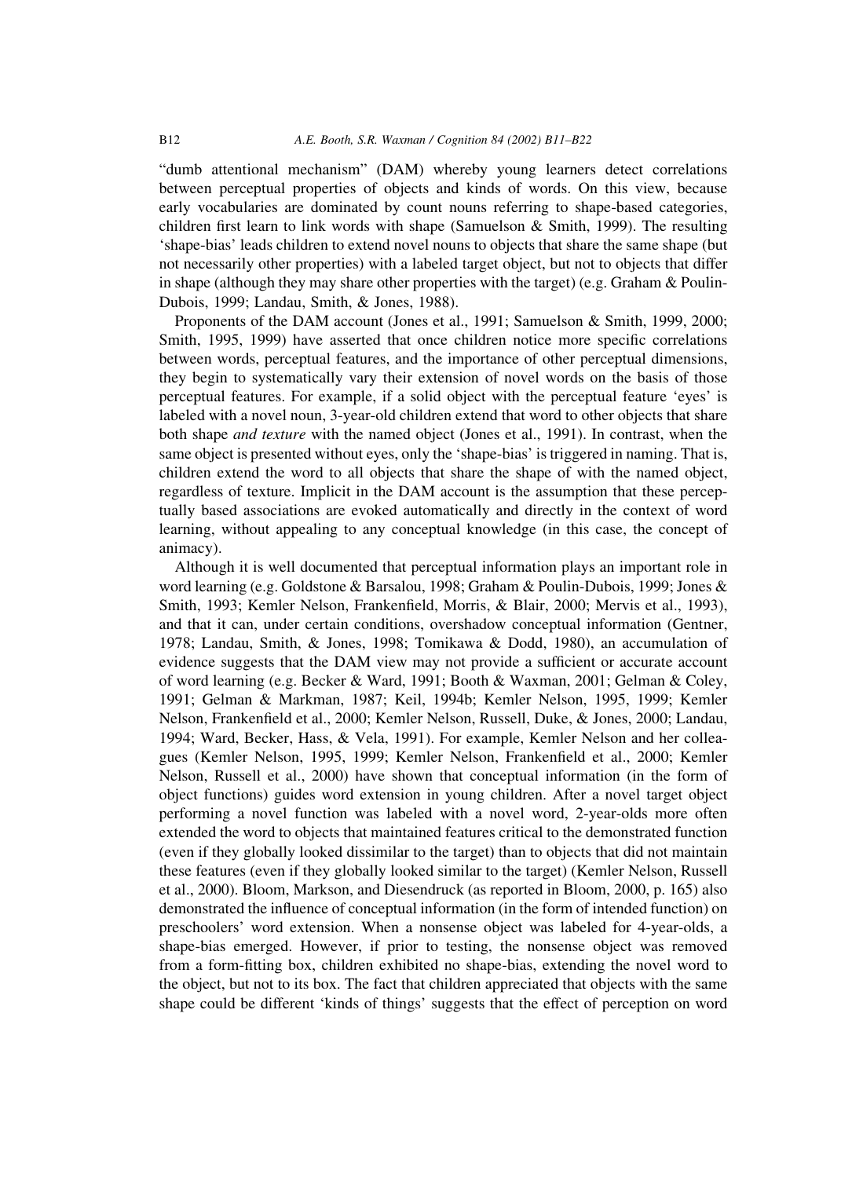"dumb attentional mechanism" (DAM) whereby young learners detect correlations between perceptual properties of objects and kinds of words. On this view, because early vocabularies are dominated by count nouns referring to shape-based categories, children first learn to link words with shape (Samuelson & Smith, 1999). The resulting 'shape-bias' leads children to extend novel nouns to objects that share the same shape (but not necessarily other properties) with a labeled target object, but not to objects that differ in shape (although they may share other properties with the target) (e.g. Graham & Poulin-Dubois, 1999; Landau, Smith, & Jones, 1988).

Proponents of the DAM account (Jones et al., 1991; Samuelson & Smith, 1999, 2000; Smith, 1995, 1999) have asserted that once children notice more specific correlations between words, perceptual features, and the importance of other perceptual dimensions, they begin to systematically vary their extension of novel words on the basis of those perceptual features. For example, if a solid object with the perceptual feature 'eyes' is labeled with a novel noun, 3-year-old children extend that word to other objects that share both shape *and texture* with the named object (Jones et al., 1991). In contrast, when the same object is presented without eyes, only the 'shape-bias' is triggered in naming. That is, children extend the word to all objects that share the shape of with the named object, regardless of texture. Implicit in the DAM account is the assumption that these perceptually based associations are evoked automatically and directly in the context of word learning, without appealing to any conceptual knowledge (in this case, the concept of animacy).

Although it is well documented that perceptual information plays an important role in word learning (e.g. Goldstone & Barsalou, 1998; Graham & Poulin-Dubois, 1999; Jones & Smith, 1993; Kemler Nelson, Frankenfield, Morris, & Blair, 2000; Mervis et al., 1993), and that it can, under certain conditions, overshadow conceptual information (Gentner, 1978; Landau, Smith, & Jones, 1998; Tomikawa & Dodd, 1980), an accumulation of evidence suggests that the DAM view may not provide a sufficient or accurate account of word learning (e.g. Becker & Ward, 1991; Booth & Waxman, 2001; Gelman & Coley, 1991; Gelman & Markman, 1987; Keil, 1994b; Kemler Nelson, 1995, 1999; Kemler Nelson, Frankenfield et al., 2000; Kemler Nelson, Russell, Duke, & Jones, 2000; Landau, 1994; Ward, Becker, Hass, & Vela, 1991). For example, Kemler Nelson and her colleagues (Kemler Nelson, 1995, 1999; Kemler Nelson, Frankenfield et al., 2000; Kemler Nelson, Russell et al., 2000) have shown that conceptual information (in the form of object functions) guides word extension in young children. After a novel target object performing a novel function was labeled with a novel word, 2-year-olds more often extended the word to objects that maintained features critical to the demonstrated function (even if they globally looked dissimilar to the target) than to objects that did not maintain these features (even if they globally looked similar to the target) (Kemler Nelson, Russell et al., 2000). Bloom, Markson, and Diesendruck (as reported in Bloom, 2000, p. 165) also demonstrated the influence of conceptual information (in the form of intended function) on preschoolers' word extension. When a nonsense object was labeled for 4-year-olds, a shape-bias emerged. However, if prior to testing, the nonsense object was removed from a form-fitting box, children exhibited no shape-bias, extending the novel word to the object, but not to its box. The fact that children appreciated that objects with the same shape could be different 'kinds of things' suggests that the effect of perception on word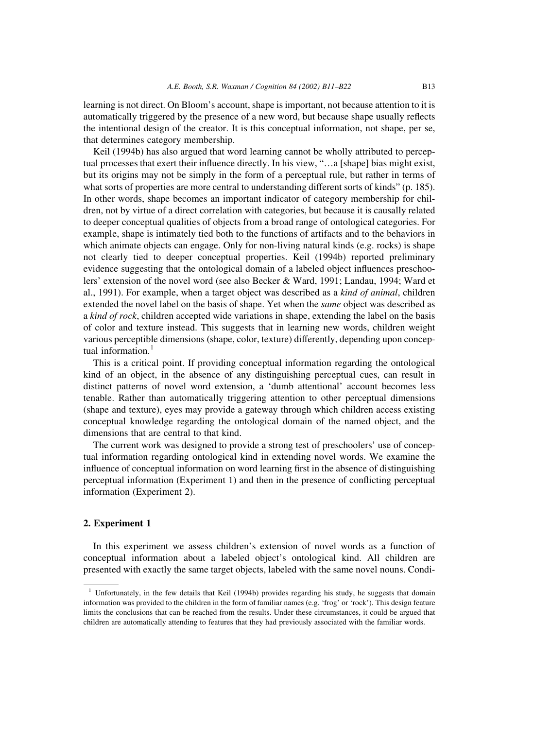learning is not direct. On Bloom's account, shape is important, not because attention to it is automatically triggered by the presence of a new word, but because shape usually reflects the intentional design of the creator. It is this conceptual information, not shape, per se, that determines category membership.

Keil (1994b) has also argued that word learning cannot be wholly attributed to perceptual processes that exert their influence directly. In his view, "…a [shape] bias might exist, but its origins may not be simply in the form of a perceptual rule, but rather in terms of what sorts of properties are more central to understanding different sorts of kinds" (p. 185). In other words, shape becomes an important indicator of category membership for children, not by virtue of a direct correlation with categories, but because it is causally related to deeper conceptual qualities of objects from a broad range of ontological categories. For example, shape is intimately tied both to the functions of artifacts and to the behaviors in which animate objects can engage. Only for non-living natural kinds (e.g. rocks) is shape not clearly tied to deeper conceptual properties. Keil (1994b) reported preliminary evidence suggesting that the ontological domain of a labeled object influences preschoolers' extension of the novel word (see also Becker & Ward, 1991; Landau, 1994; Ward et al., 1991). For example, when a target object was described as a *kind of animal*, children extended the novel label on the basis of shape. Yet when the *same* object was described as a *kind of rock*, children accepted wide variations in shape, extending the label on the basis of color and texture instead. This suggests that in learning new words, children weight various perceptible dimensions (shape, color, texture) differently, depending upon conceptual information.[1]

This is a critical point. If providing conceptual information regarding the ontological kind of an object, in the absence of any distinguishing perceptual cues, can result in distinct patterns of novel word extension, a 'dumb attentional' account becomes less tenable. Rather than automatically triggering attention to other perceptual dimensions (shape and texture), eyes may provide a gateway through which children access existing conceptual knowledge regarding the ontological domain of the named object, and the dimensions that are central to that kind.

The current work was designed to provide a strong test of preschoolers' use of conceptual information regarding ontological kind in extending novel words. We examine the influence of conceptual information on word learning first in the absence of distinguishing perceptual information (Experiment 1) and then in the presence of conflicting perceptual information (Experiment 2).

## 2. Experiment 1

In this experiment we assess children's extension of novel words as a function of conceptual information about a labeled object's ontological kind. All children are presented with exactly the same target objects, labeled with the same novel nouns. Condi-

[1] Unfortunately, in the few details that Keil (1994b) provides regarding his study, he suggests that domain information was provided to the children in the form of familiar names (e.g. 'frog' or 'rock'). This design feature limits the conclusions that can be reached from the results. Under these circumstances, it could be argued that children are automatically attending to features that they had previously associated with the familiar words.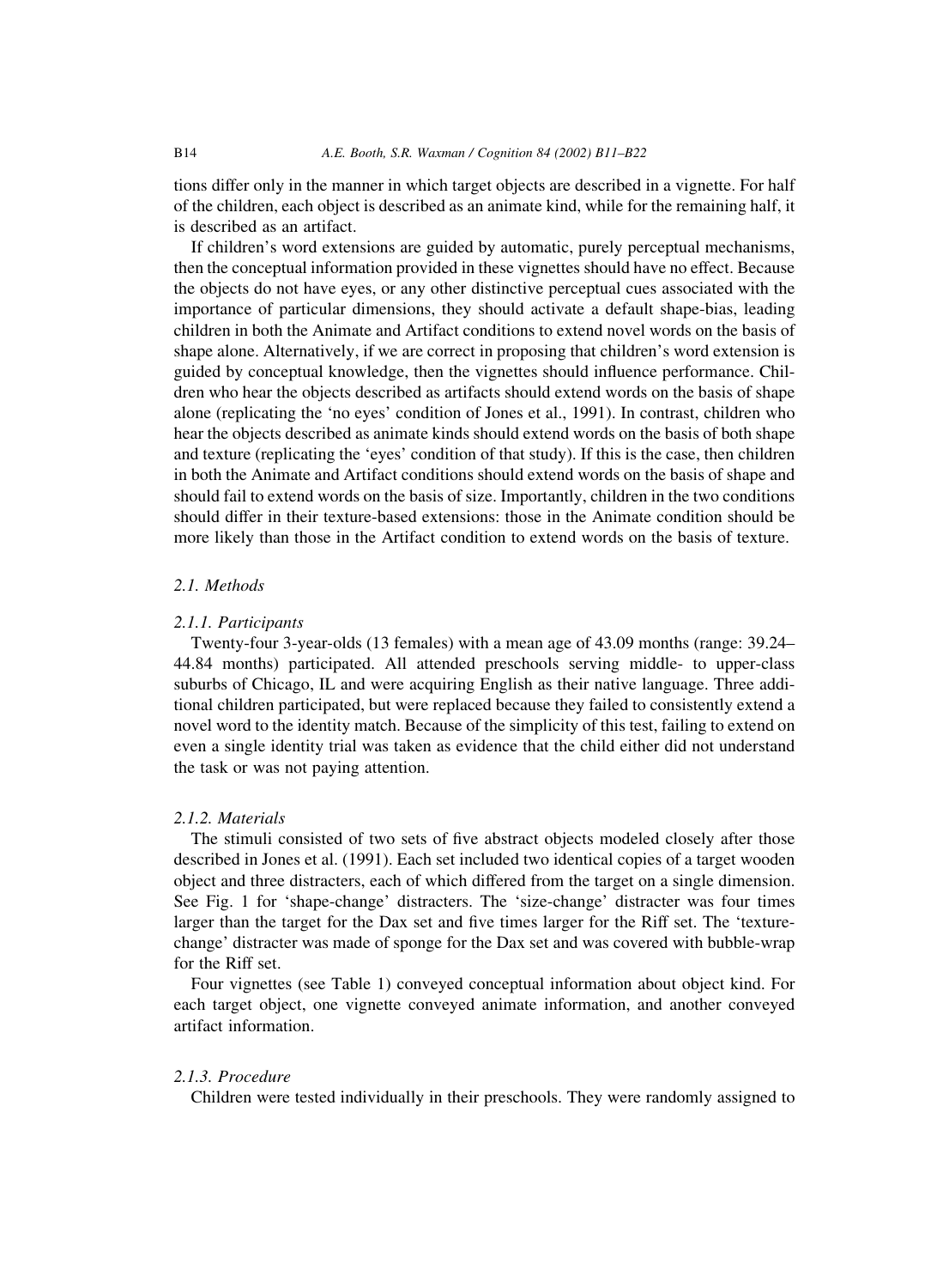tions differ only in the manner in which target objects are described in a vignette. For half of the children, each object is described as an animate kind, while for the remaining half, it is described as an artifact.

If children's word extensions are guided by automatic, purely perceptual mechanisms, then the conceptual information provided in these vignettes should have no effect. Because the objects do not have eyes, or any other distinctive perceptual cues associated with the importance of particular dimensions, they should activate a default shape-bias, leading children in both the Animate and Artifact conditions to extend novel words on the basis of shape alone. Alternatively, if we are correct in proposing that children's word extension is guided by conceptual knowledge, then the vignettes should influence performance. Children who hear the objects described as artifacts should extend words on the basis of shape alone (replicating the 'no eyes' condition of Jones et al., 1991). In contrast, children who hear the objects described as animate kinds should extend words on the basis of both shape and texture (replicating the 'eyes' condition of that study). If this is the case, then children in both the Animate and Artifact conditions should extend words on the basis of shape and should fail to extend words on the basis of size. Importantly, children in the two conditions should differ in their texture-based extensions: those in the Animate condition should be more likely than those in the Artifact condition to extend words on the basis of texture.

### *2.1. Methods*

#### *2.1.1. Participants*

Twenty-four 3-year-olds (13 females) with a mean age of 43.09 months (range: 39.24–44.84 months) participated. All attended preschools serving middle- to upper-class suburbs of Chicago, IL and were acquiring English as their native language. Three additional children participated, but were replaced because they failed to consistently extend a novel word to the identity match. Because of the simplicity of this test, failing to extend on even a single identity trial was taken as evidence that the child either did not understand the task or was not paying attention.

#### *2.1.2. Materials*

The stimuli consisted of two sets of five abstract objects modeled closely after those described in Jones et al. (1991). Each set included two identical copies of a target wooden object and three distracters, each of which differed from the target on a single dimension. See Fig. 1 for 'shape-change' distracters. The 'size-change' distracter was four times larger than the target for the Dax set and five times larger for the Riff set. The 'texture-change' distracter was made of sponge for the Dax set and was covered with bubble-wrap for the Riff set.

Four vignettes (see Table 1) conveyed conceptual information about object kind. For each target object, one vignette conveyed animate information, and another conveyed artifact information.

#### *2.1.3. Procedure*

Children were tested individually in their preschools. They were randomly assigned to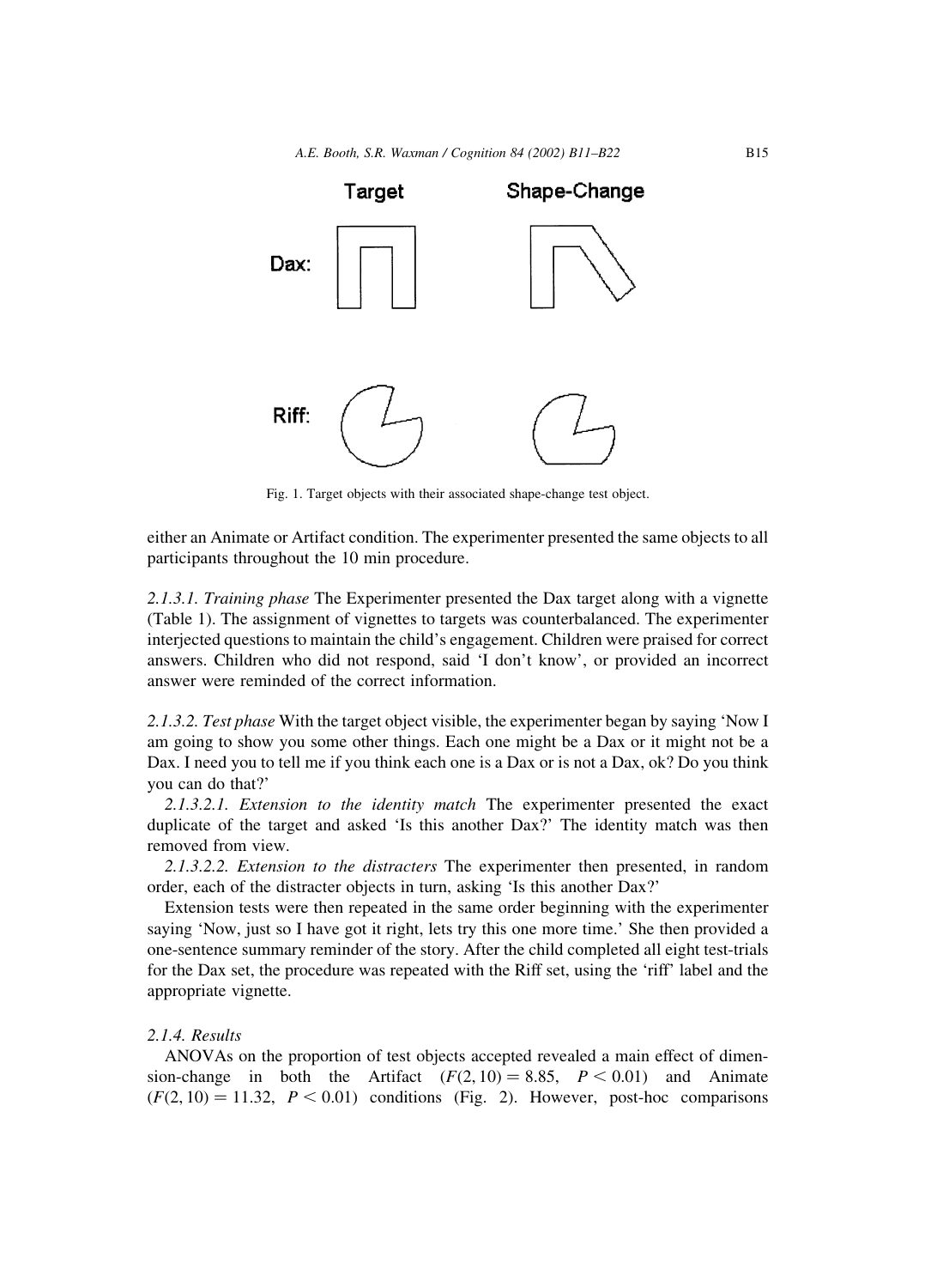Target Shape-Change

Dax:

Riff:

Fig. 1. Target objects with their associated shape-change test object.

either an Animate or Artifact condition. The experimenter presented the same objects to all participants throughout the 10 min procedure.

*2.1.3.1. Training phase* The Experimenter presented the Dax target along with a vignette (Table 1). The assignment of vignettes to targets was counterbalanced. The experimenter interjected questions to maintain the child's engagement. Children were praised for correct answers. Children who did not respond, said 'I don't know', or provided an incorrect answer were reminded of the correct information.

*2.1.3.2. Test phase* With the target object visible, the experimenter began by saying 'Now I am going to show you some other things. Each one might be a Dax or it might not be a Dax. I need you to tell me if you think each one is a Dax or is not a Dax, ok? Do you think you can do that?'

*2.1.3.2.1. Extension to the identity match* The experimenter presented the exact duplicate of the target and asked 'Is this another Dax?' The identity match was then removed from view.

*2.1.3.2.2. Extension to the distracters* The experimenter then presented, in random order, each of the distracter objects in turn, asking 'Is this another Dax?'

Extension tests were then repeated in the same order beginning with the experimenter saying 'Now, just so I have got it right, lets try this one more time.' She then provided a one-sentence summary reminder of the story. After the child completed all eight test-trials for the Dax set, the procedure was repeated with the Riff set, using the 'riff' label and the appropriate vignette.

*2.1.4. Results*

ANOVAs on the proportion of test objects accepted revealed a main effect of dimension-change in both the Artifact ($F(2, 10) = 8.85$, $P < 0.01$) and Animate ($F(2, 10) = 11.32$, $P < 0.01$) conditions (Fig. 2). However, post-hoc comparisons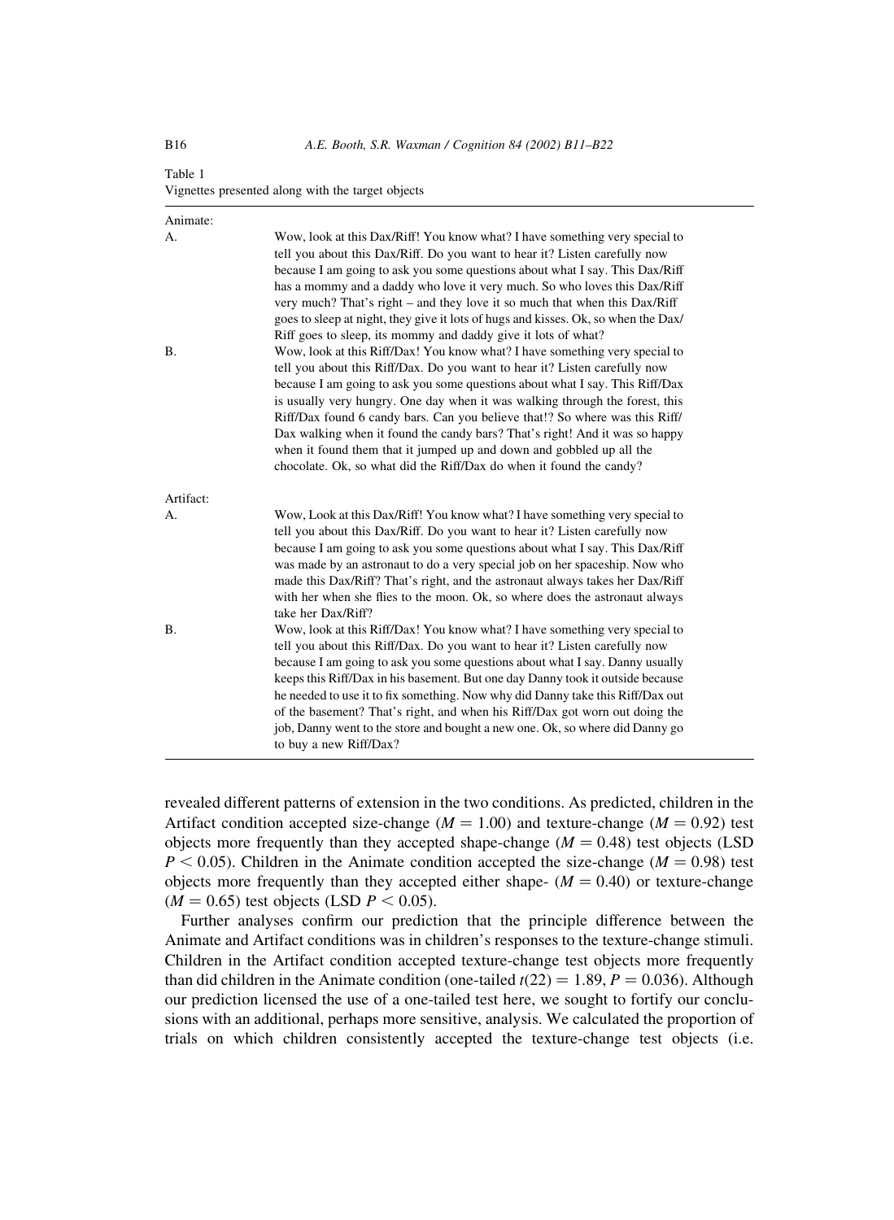Table 1
Vignettes presented along with the target objects

| | |
|---|---|
| Animate: | |
| A. | Wow, look at this Dax/Riff! You know what? I have something very special to tell you about this Dax/Riff. Do you want to hear it? Listen carefully now because I am going to ask you some questions about what I say. This Dax/Riff has a mommy and a daddy who love it very much. So who loves this Dax/Riff very much? That's right – and they love it so much that when this Dax/Riff goes to sleep at night, they give it lots of hugs and kisses. Ok, so when the Dax/Riff goes to sleep, its mommy and daddy give it lots of what? |
| B. | Wow, look at this Riff/Dax! You know what? I have something very special to tell you about this Riff/Dax. Do you want to hear it? Listen carefully now because I am going to ask you some questions about what I say. This Riff/Dax is usually very hungry. One day when it was walking through the forest, this Riff/Dax found 6 candy bars. Can you believe that!? So where was this Riff/Dax walking when it found the candy bars? That's right! And it was so happy when it found them that it jumped up and down and gobbled up all the chocolate. Ok, so what did the Riff/Dax do when it found the candy? |
| Artifact: | |
| A. | Wow, Look at this Dax/Riff! You know what? I have something very special to tell you about this Dax/Riff. Do you want to hear it? Listen carefully now because I am going to ask you some questions about what I say. This Dax/Riff was made by an astronaut to do a very special job on her spaceship. Now who made this Dax/Riff? That's right, and the astronaut always takes her Dax/Riff with her when she flies to the moon. Ok, so where does the astronaut always take her Dax/Riff? |
| B. | Wow, look at this Riff/Dax! You know what? I have something very special to tell you about this Riff/Dax. Do you want to hear it? Listen carefully now because I am going to ask you some questions about what I say. Danny usually keeps this Riff/Dax in his basement. But one day Danny took it outside because he needed to use it to fix something. Now why did Danny take this Riff/Dax out of the basement? That's right, and when his Riff/Dax got worn out doing the job, Danny went to the store and bought a new one. Ok, so where did Danny go to buy a new Riff/Dax? |

revealed different patterns of extension in the two conditions. As predicted, children in the Artifact condition accepted size-change ($M = 1.00$) and texture-change ($M = 0.92$) test objects more frequently than they accepted shape-change ($M = 0.48$) test objects (LSD $P < 0.05$). Children in the Animate condition accepted the size-change ($M = 0.98$) test objects more frequently than they accepted either shape- ($M = 0.40$) or texture-change ($M = 0.65$) test objects (LSD $P < 0.05$).

Further analyses confirm our prediction that the principle difference between the Animate and Artifact conditions was in children's responses to the texture-change stimuli. Children in the Artifact condition accepted texture-change test objects more frequently than did children in the Animate condition (one-tailed $t(22) = 1.89$, $P = 0.036$). Although our prediction licensed the use of a one-tailed test here, we sought to fortify our conclusions with an additional, perhaps more sensitive, analysis. We calculated the proportion of trials on which children consistently accepted the texture-change test objects (i.e.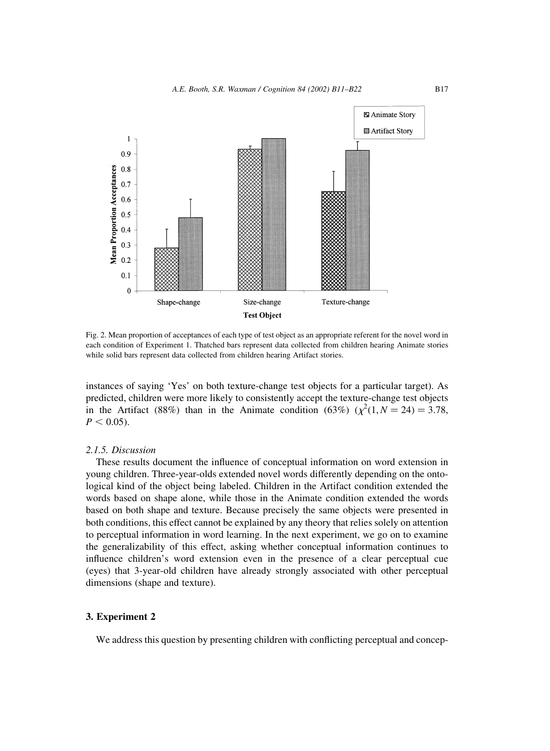Fig. 2. Mean proportion of acceptances of each type of test object as an appropriate referent for the novel word in each condition of Experiment 1. Thatched bars represent data collected from children hearing Animate stories while solid bars represent data collected from children hearing Artifact stories.

instances of saying 'Yes' on both texture-change test objects for a particular target). As predicted, children were more likely to consistently accept the texture-change test objects in the Artifact (88%) than in the Animate condition (63%) ($\chi^2(1, N = 24) = 3.78$, $P < 0.05$).

### 2.1.5. Discussion

These results document the influence of conceptual information on word extension in young children. Three-year-olds extended novel words differently depending on the ontological kind of the object being labeled. Children in the Artifact condition extended the words based on shape alone, while those in the Animate condition extended the words based on both shape and texture. Because precisely the same objects were presented in both conditions, this effect cannot be explained by any theory that relies solely on attention to perceptual information in word learning. In the next experiment, we go on to examine the generalizability of this effect, asking whether conceptual information continues to influence children's word extension even in the presence of a clear perceptual cue (eyes) that 3-year-old children have already strongly associated with other perceptual dimensions (shape and texture).

## 3. Experiment 2

We address this question by presenting children with conflicting perceptual and concep-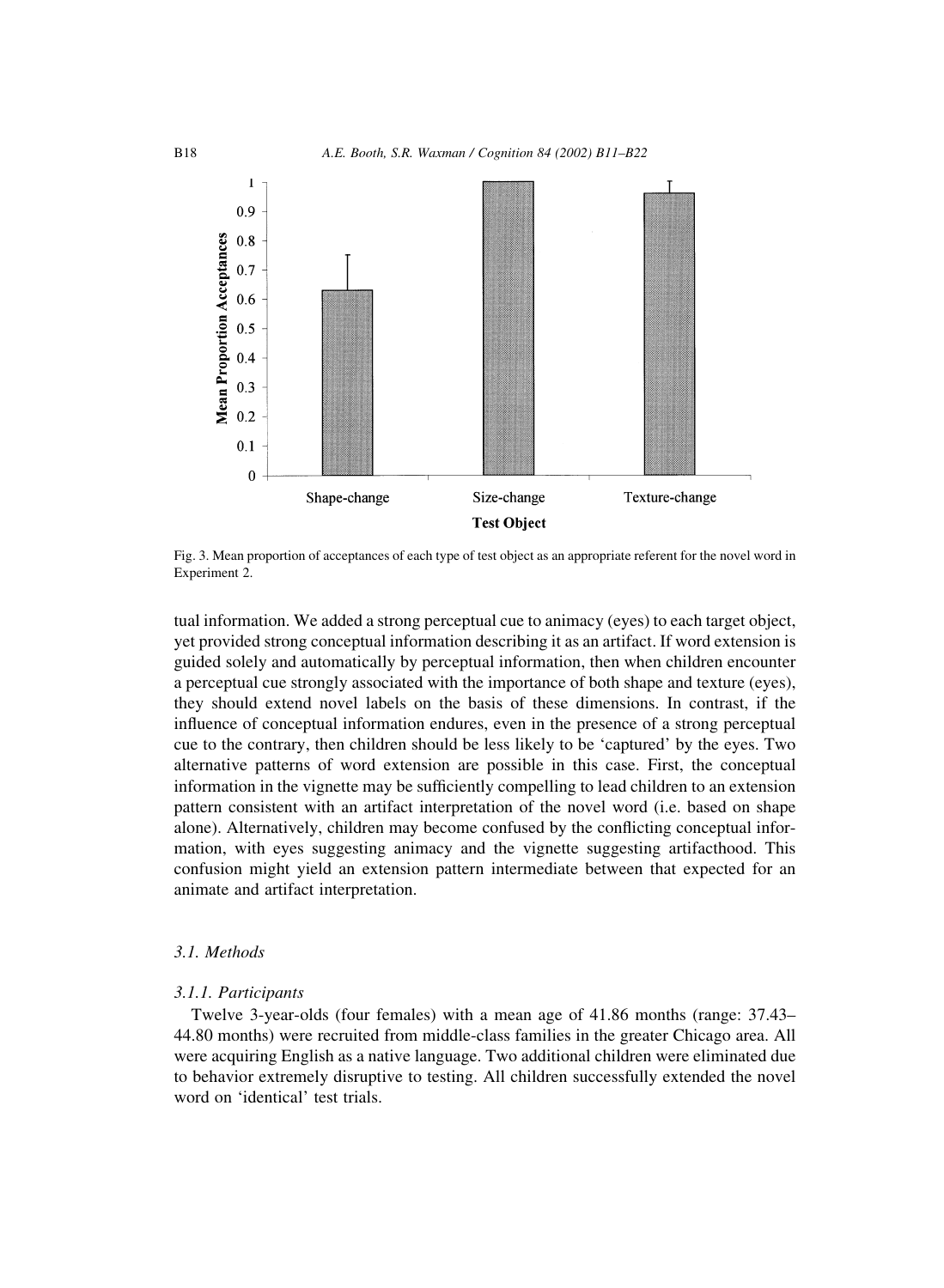Fig. 3. Mean proportion of acceptances of each type of test object as an appropriate referent for the novel word in Experiment 2.

tual information. We added a strong perceptual cue to animacy (eyes) to each target object, yet provided strong conceptual information describing it as an artifact. If word extension is guided solely and automatically by perceptual information, then when children encounter a perceptual cue strongly associated with the importance of both shape and texture (eyes), they should extend novel labels on the basis of these dimensions. In contrast, if the influence of conceptual information endures, even in the presence of a strong perceptual cue to the contrary, then children should be less likely to be 'captured' by the eyes. Two alternative patterns of word extension are possible in this case. First, the conceptual information in the vignette may be sufficiently compelling to lead children to an extension pattern consistent with an artifact interpretation of the novel word (i.e. based on shape alone). Alternatively, children may become confused by the conflicting conceptual information, with eyes suggesting animacy and the vignette suggesting artifacthood. This confusion might yield an extension pattern intermediate between that expected for an animate and artifact interpretation.

### *3.1. Methods*

#### *3.1.1. Participants*

Twelve 3-year-olds (four females) with a mean age of 41.86 months (range: 37.43–44.80 months) were recruited from middle-class families in the greater Chicago area. All were acquiring English as a native language. Two additional children were eliminated due to behavior extremely disruptive to testing. All children successfully extended the novel word on 'identical' test trials.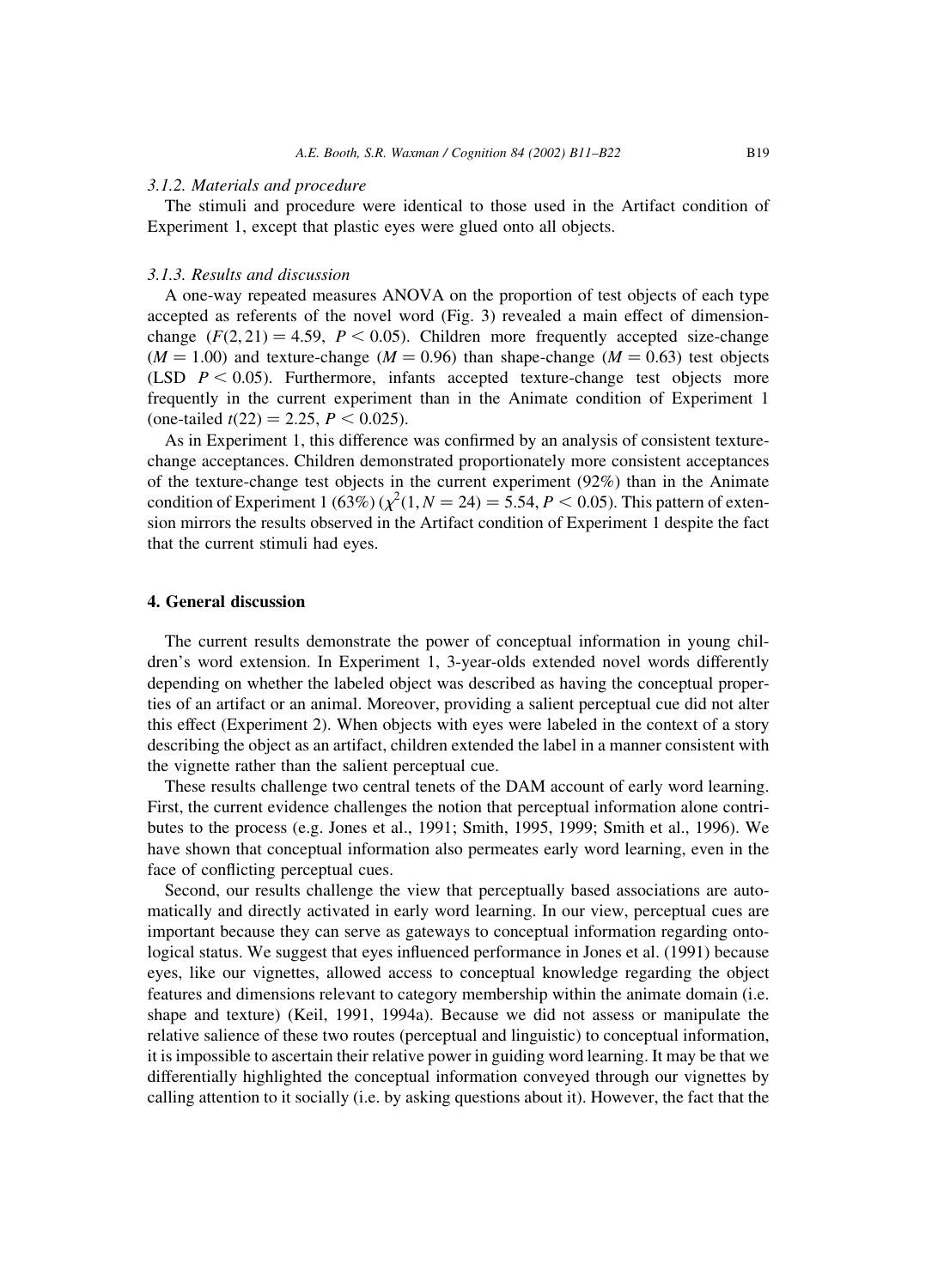#### 3.1.2. Materials and procedure

The stimuli and procedure were identical to those used in the Artifact condition of Experiment 1, except that plastic eyes were glued onto all objects.

#### 3.1.3. Results and discussion

A one-way repeated measures ANOVA on the proportion of test objects of each type accepted as referents of the novel word (Fig. 3) revealed a main effect of dimension-change ($F(2, 21) = 4.59$, $P < 0.05$). Children more frequently accepted size-change ($M = 1.00$) and texture-change ($M = 0.96$) than shape-change ($M = 0.63$) test objects (LSD $P < 0.05$). Furthermore, infants accepted texture-change test objects more frequently in the current experiment than in the Animate condition of Experiment 1 (one-tailed $t(22) = 2.25$, $P < 0.025$).

As in Experiment 1, this difference was confirmed by an analysis of consistent texture-change acceptances. Children demonstrated proportionately more consistent acceptances of the texture-change test objects in the current experiment (92%) than in the Animate condition of Experiment 1 (63%) ($\chi^2(1, N = 24) = 5.54$, $P < 0.05$). This pattern of extension mirrors the results observed in the Artifact condition of Experiment 1 despite the fact that the current stimuli had eyes.

## 4. General discussion

The current results demonstrate the power of conceptual information in young children's word extension. In Experiment 1, 3-year-olds extended novel words differently depending on whether the labeled object was described as having the conceptual properties of an artifact or an animal. Moreover, providing a salient perceptual cue did not alter this effect (Experiment 2). When objects with eyes were labeled in the context of a story describing the object as an artifact, children extended the label in a manner consistent with the vignette rather than the salient perceptual cue.

These results challenge two central tenets of the DAM account of early word learning. First, the current evidence challenges the notion that perceptual information alone contributes to the process (e.g. Jones et al., 1991; Smith, 1995, 1999; Smith et al., 1996). We have shown that conceptual information also permeates early word learning, even in the face of conflicting perceptual cues.

Second, our results challenge the view that perceptually based associations are automatically and directly activated in early word learning. In our view, perceptual cues are important because they can serve as gateways to conceptual information regarding ontological status. We suggest that eyes influenced performance in Jones et al. (1991) because eyes, like our vignettes, allowed access to conceptual knowledge regarding the object features and dimensions relevant to category membership within the animate domain (i.e. shape and texture) (Keil, 1991, 1994a). Because we did not assess or manipulate the relative salience of these two routes (perceptual and linguistic) to conceptual information, it is impossible to ascertain their relative power in guiding word learning. It may be that we differentially highlighted the conceptual information conveyed through our vignettes by calling attention to it socially (i.e. by asking questions about it). However, the fact that the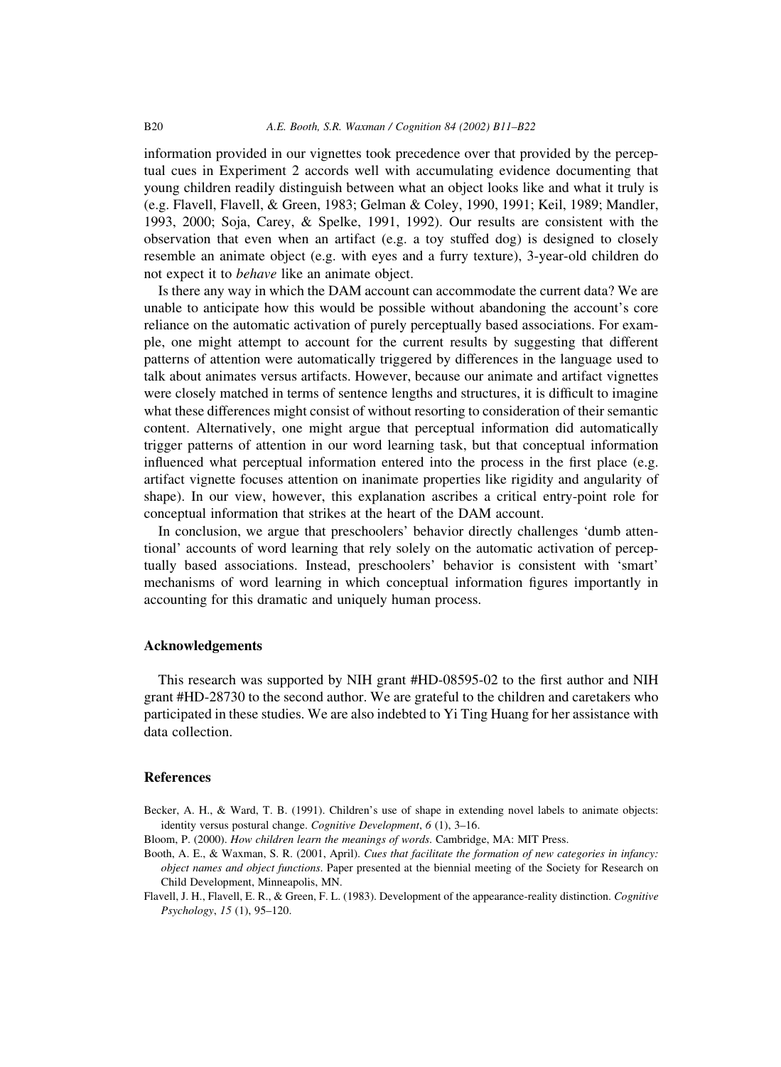information provided in our vignettes took precedence over that provided by the perceptual cues in Experiment 2 accords well with accumulating evidence documenting that young children readily distinguish between what an object looks like and what it truly is (e.g. Flavell, Flavell, & Green, 1983; Gelman & Coley, 1990, 1991; Keil, 1989; Mandler, 1993, 2000; Soja, Carey, & Spelke, 1991, 1992). Our results are consistent with the observation that even when an artifact (e.g. a toy stuffed dog) is designed to closely resemble an animate object (e.g. with eyes and a furry texture), 3-year-old children do not expect it to *behave* like an animate object.

Is there any way in which the DAM account can accommodate the current data? We are unable to anticipate how this would be possible without abandoning the account's core reliance on the automatic activation of purely perceptually based associations. For example, one might attempt to account for the current results by suggesting that different patterns of attention were automatically triggered by differences in the language used to talk about animates versus artifacts. However, because our animate and artifact vignettes were closely matched in terms of sentence lengths and structures, it is difficult to imagine what these differences might consist of without resorting to consideration of their semantic content. Alternatively, one might argue that perceptual information did automatically trigger patterns of attention in our word learning task, but that conceptual information influenced what perceptual information entered into the process in the first place (e.g. artifact vignette focuses attention on inanimate properties like rigidity and angularity of shape). In our view, however, this explanation ascribes a critical entry-point role for conceptual information that strikes at the heart of the DAM account.

In conclusion, we argue that preschoolers' behavior directly challenges 'dumb attentional' accounts of word learning that rely solely on the automatic activation of perceptually based associations. Instead, preschoolers' behavior is consistent with 'smart' mechanisms of word learning in which conceptual information figures importantly in accounting for this dramatic and uniquely human process.

## Acknowledgements

This research was supported by NIH grant #HD-08595-02 to the first author and NIH grant #HD-28730 to the second author. We are grateful to the children and caretakers who participated in these studies. We are also indebted to Yi Ting Huang for her assistance with data collection.

## References

Becker, A. H., & Ward, T. B. (1991). Children's use of shape in extending novel labels to animate objects: identity versus postural change. *Cognitive Development*, *6* (1), 3–16.

Bloom, P. (2000). *How children learn the meanings of words*. Cambridge, MA: MIT Press.

Booth, A. E., & Waxman, S. R. (2001, April). *Cues that facilitate the formation of new categories in infancy: object names and object functions*. Paper presented at the biennial meeting of the Society for Research on Child Development, Minneapolis, MN.

Flavell, J. H., Flavell, E. R., & Green, F. L. (1983). Development of the appearance-reality distinction. *Cognitive Psychology*, *15* (1), 95–120.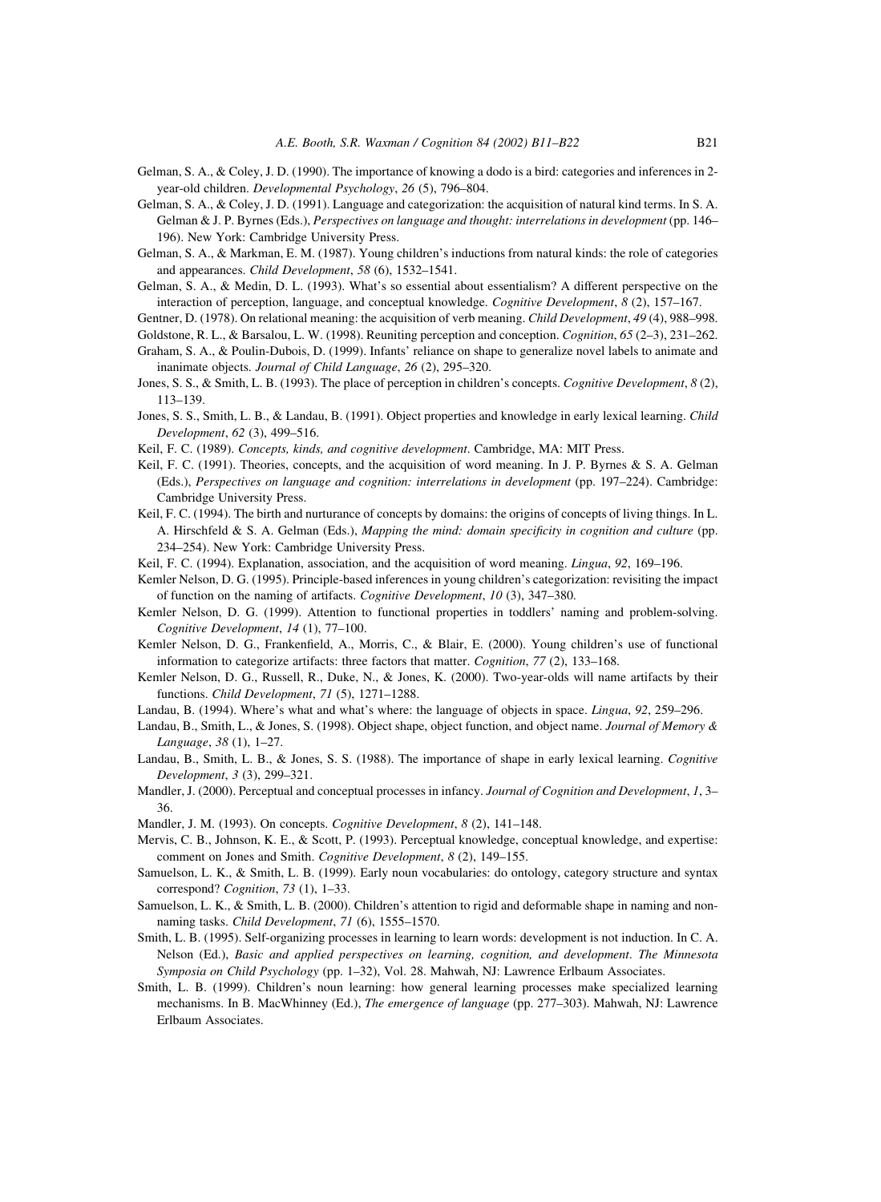Gelman, S. A., & Coley, J. D. (1990). The importance of knowing a dodo is a bird: categories and inferences in 2-year-old children. *Developmental Psychology*, *26* (5), 796–804.

Gelman, S. A., & Coley, J. D. (1991). Language and categorization: the acquisition of natural kind terms. In S. A. Gelman & J. P. Byrnes (Eds.), *Perspectives on language and thought: interrelations in development* (pp. 146–196). New York: Cambridge University Press.

Gelman, S. A., & Markman, E. M. (1987). Young children's inductions from natural kinds: the role of categories and appearances. *Child Development*, *58* (6), 1532–1541.

Gelman, S. A., & Medin, D. L. (1993). What's so essential about essentialism? A different perspective on the interaction of perception, language, and conceptual knowledge. *Cognitive Development*, *8* (2), 157–167.

Gentner, D. (1978). On relational meaning: the acquisition of verb meaning. *Child Development*, *49* (4), 988–998.

Goldstone, R. L., & Barsalou, L. W. (1998). Reuniting perception and conception. *Cognition*, *65* (2–3), 231–262.

Graham, S. A., & Poulin-Dubois, D. (1999). Infants' reliance on shape to generalize novel labels to animate and inanimate objects. *Journal of Child Language*, *26* (2), 295–320.

Jones, S. S., & Smith, L. B. (1993). The place of perception in children's concepts. *Cognitive Development*, *8* (2), 113–139.

Jones, S. S., Smith, L. B., & Landau, B. (1991). Object properties and knowledge in early lexical learning. *Child Development*, *62* (3), 499–516.

Keil, F. C. (1989). *Concepts, kinds, and cognitive development*. Cambridge, MA: MIT Press.

Keil, F. C. (1991). Theories, concepts, and the acquisition of word meaning. In J. P. Byrnes & S. A. Gelman (Eds.), *Perspectives on language and cognition: interrelations in development* (pp. 197–224). Cambridge: Cambridge University Press.

Keil, F. C. (1994). The birth and nurturance of concepts by domains: the origins of concepts of living things. In L. A. Hirschfeld & S. A. Gelman (Eds.), *Mapping the mind: domain specificity in cognition and culture* (pp. 234–254). New York: Cambridge University Press.

Keil, F. C. (1994). Explanation, association, and the acquisition of word meaning. *Lingua*, *92*, 169–196.

Kemler Nelson, D. G. (1995). Principle-based inferences in young children's categorization: revisiting the impact of function on the naming of artifacts. *Cognitive Development*, *10* (3), 347–380.

Kemler Nelson, D. G. (1999). Attention to functional properties in toddlers' naming and problem-solving. *Cognitive Development*, *14* (1), 77–100.

Kemler Nelson, D. G., Frankenfield, A., Morris, C., & Blair, E. (2000). Young children's use of functional information to categorize artifacts: three factors that matter. *Cognition*, *77* (2), 133–168.

Kemler Nelson, D. G., Russell, R., Duke, N., & Jones, K. (2000). Two-year-olds will name artifacts by their functions. *Child Development*, *71* (5), 1271–1288.

Landau, B. (1994). Where's what and what's where: the language of objects in space. *Lingua*, *92*, 259–296.

Landau, B., Smith, L., & Jones, S. (1998). Object shape, object function, and object name. *Journal of Memory & Language*, *38* (1), 1–27.

Landau, B., Smith, L. B., & Jones, S. S. (1988). The importance of shape in early lexical learning. *Cognitive Development*, *3* (3), 299–321.

Mandler, J. (2000). Perceptual and conceptual processes in infancy. *Journal of Cognition and Development*, *1*, 3–36.

Mandler, J. M. (1993). On concepts. *Cognitive Development*, *8* (2), 141–148.

Mervis, C. B., Johnson, K. E., & Scott, P. (1993). Perceptual knowledge, conceptual knowledge, and expertise: comment on Jones and Smith. *Cognitive Development*, *8* (2), 149–155.

Samuelson, L. K., & Smith, L. B. (1999). Early noun vocabularies: do ontology, category structure and syntax correspond? *Cognition*, *73* (1), 1–33.

Samuelson, L. K., & Smith, L. B. (2000). Children's attention to rigid and deformable shape in naming and non-naming tasks. *Child Development*, *71* (6), 1555–1570.

Smith, L. B. (1995). Self-organizing processes in learning to learn words: development is not induction. In C. A. Nelson (Ed.), *Basic and applied perspectives on learning, cognition, and development*. *The Minnesota Symposia on Child Psychology* (pp. 1–32), Vol. 28. Mahwah, NJ: Lawrence Erlbaum Associates.

Smith, L. B. (1999). Children's noun learning: how general learning processes make specialized learning mechanisms. In B. MacWhinney (Ed.), *The emergence of language* (pp. 277–303). Mahwah, NJ: Lawrence Erlbaum Associates.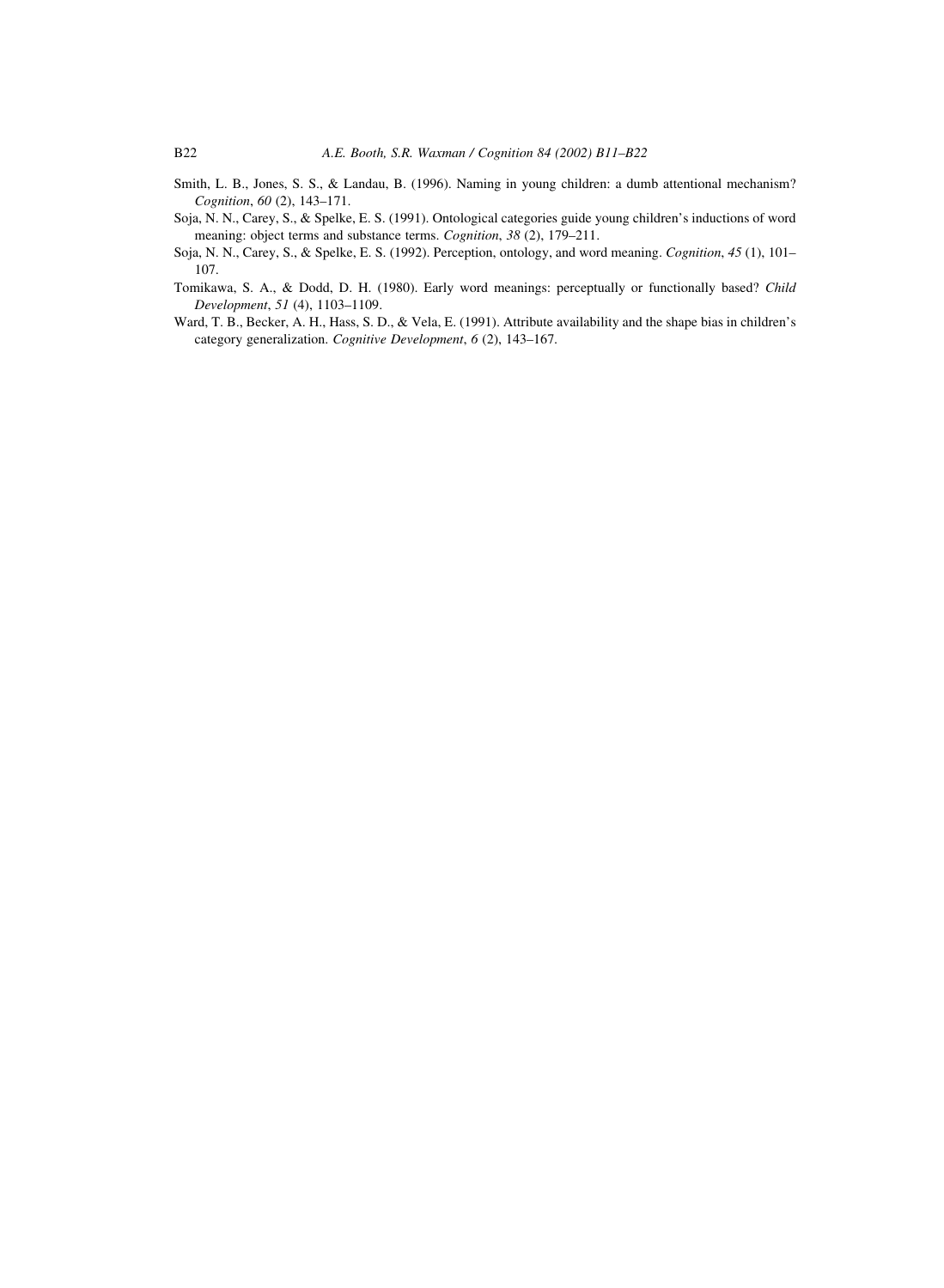Smith, L. B., Jones, S. S., & Landau, B. (1996). Naming in young children: a dumb attentional mechanism? *Cognition*, *60* (2), 143–171.

Soja, N. N., Carey, S., & Spelke, E. S. (1991). Ontological categories guide young children's inductions of word meaning: object terms and substance terms. *Cognition*, *38* (2), 179–211.

Soja, N. N., Carey, S., & Spelke, E. S. (1992). Perception, ontology, and word meaning. *Cognition*, *45* (1), 101–107.

Tomikawa, S. A., & Dodd, D. H. (1980). Early word meanings: perceptually or functionally based? *Child Development*, *51* (4), 1103–1109.

Ward, T. B., Becker, A. H., Hass, S. D., & Vela, E. (1991). Attribute availability and the shape bias in children's category generalization. *Cognitive Development*, *6* (2), 143–167.